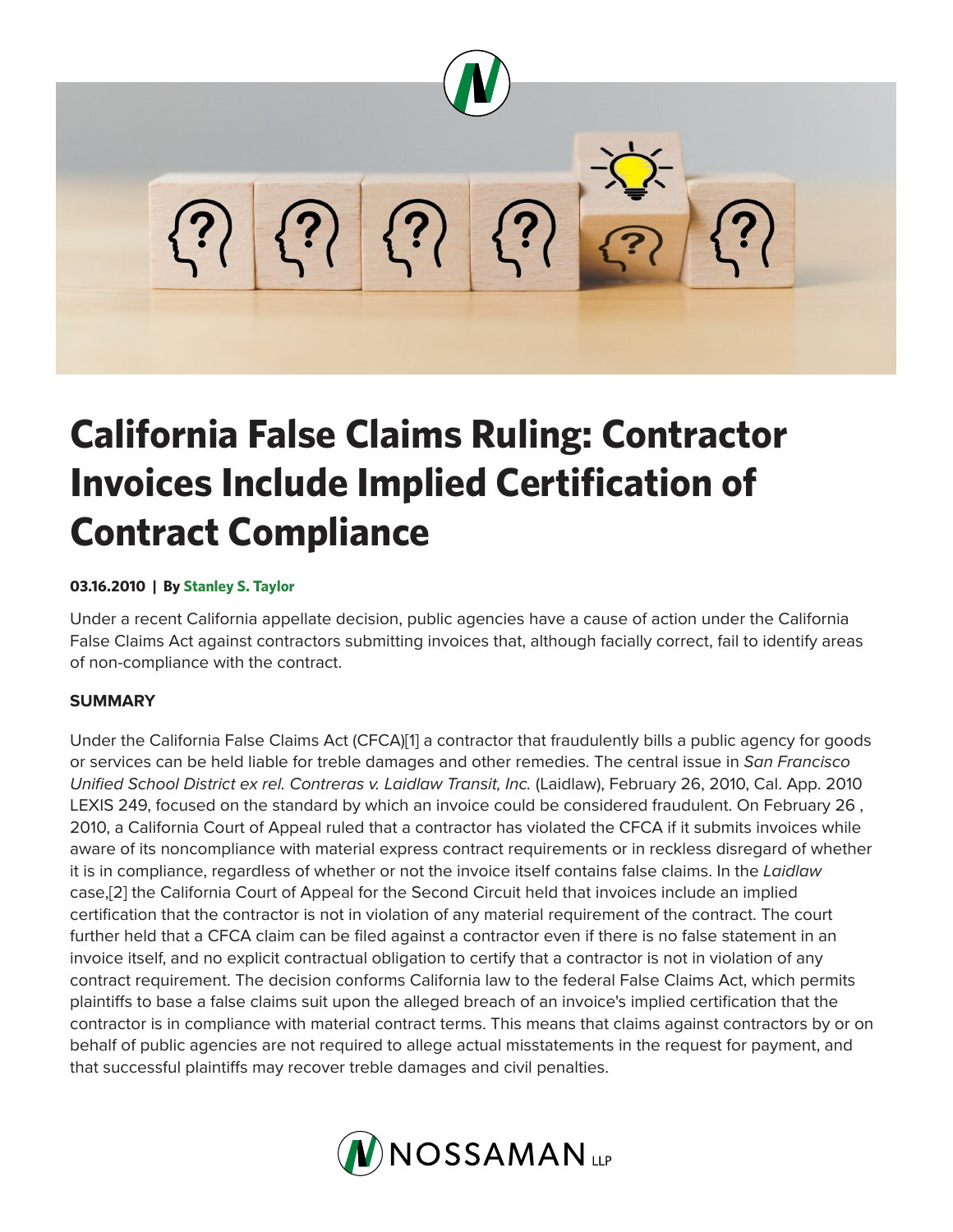# California False Claims Ruling: Contractor Invoices Include Implied Certification of Contract Compliance

**03.16.2010 | By Stanley S. Taylor**

Under a recent California appellate decision, public agencies have a cause of action under the California False Claims Act against contractors submitting invoices that, although facially correct, fail to identify areas of non-compliance with the contract.

**SUMMARY**

Under the California False Claims Act (CFCA)[1] a contractor that fraudulently bills a public agency for goods or services can be held liable for treble damages and other remedies. The central issue in *San Francisco Unified School District ex rel. Contreras v. Laidlaw Transit, Inc.* (Laidlaw), February 26, 2010, Cal. App. 2010 LEXIS 249, focused on the standard by which an invoice could be considered fraudulent. On February 26 , 2010, a California Court of Appeal ruled that a contractor has violated the CFCA if it submits invoices while aware of its noncompliance with material express contract requirements or in reckless disregard of whether it is in compliance, regardless of whether or not the invoice itself contains false claims. In the *Laidlaw* case,[2] the California Court of Appeal for the Second Circuit held that invoices include an implied certification that the contractor is not in violation of any material requirement of the contract. The court further held that a CFCA claim can be filed against a contractor even if there is no false statement in an invoice itself, and no explicit contractual obligation to certify that a contractor is not in violation of any contract requirement. The decision conforms California law to the federal False Claims Act, which permits plaintiffs to base a false claims suit upon the alleged breach of an invoice's implied certification that the contractor is in compliance with material contract terms. This means that claims against contractors by or on behalf of public agencies are not required to allege actual misstatements in the request for payment, and that successful plaintiffs may recover treble damages and civil penalties.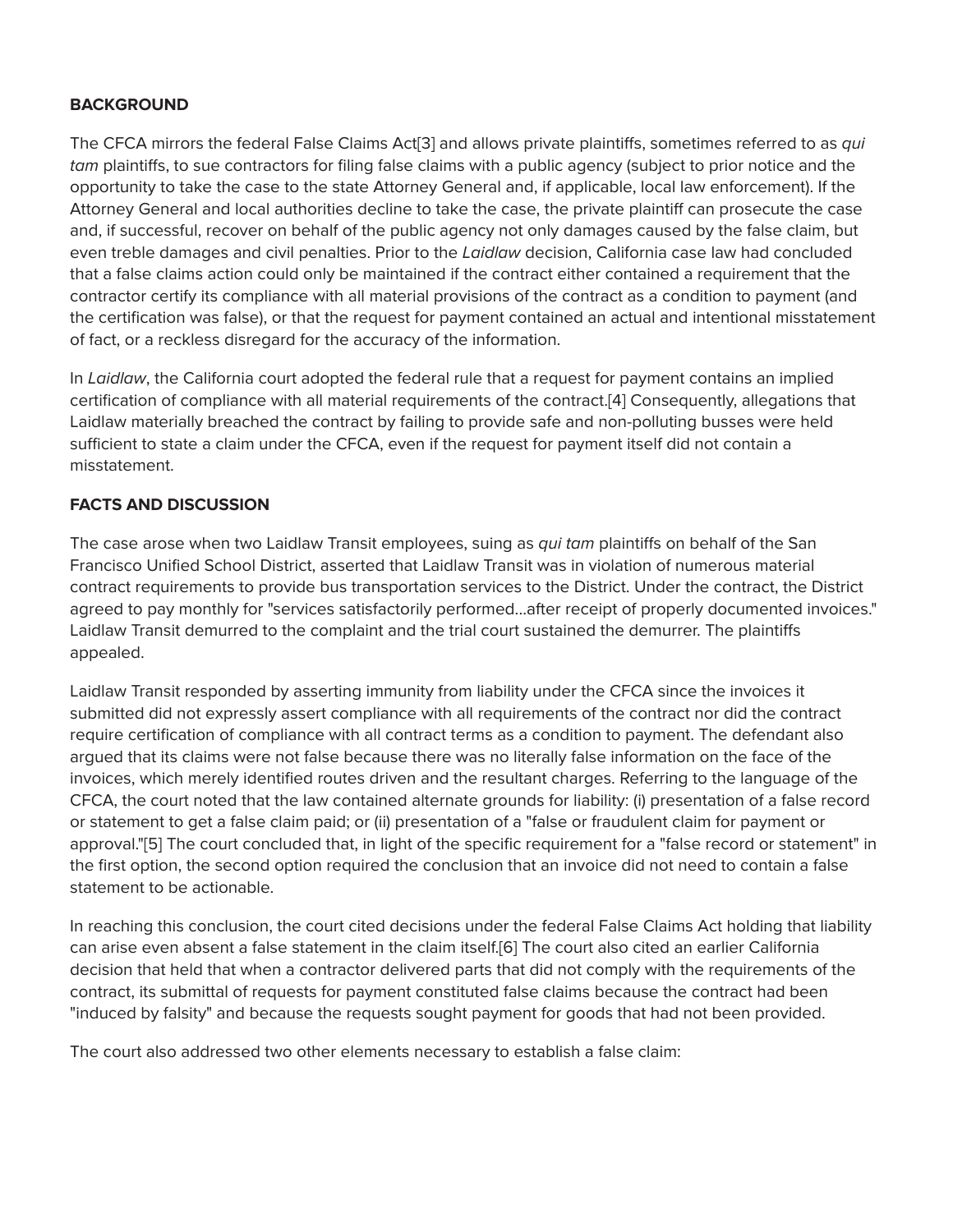**BACKGROUND**

The CFCA mirrors the federal False Claims Act[3] and allows private plaintiffs, sometimes referred to as *qui tam* plaintiffs, to sue contractors for filing false claims with a public agency (subject to prior notice and the opportunity to take the case to the state Attorney General and, if applicable, local law enforcement). If the Attorney General and local authorities decline to take the case, the private plaintiff can prosecute the case and, if successful, recover on behalf of the public agency not only damages caused by the false claim, but even treble damages and civil penalties. Prior to the *Laidlaw* decision, California case law had concluded that a false claims action could only be maintained if the contract either contained a requirement that the contractor certify its compliance with all material provisions of the contract as a condition to payment (and the certification was false), or that the request for payment contained an actual and intentional misstatement of fact, or a reckless disregard for the accuracy of the information.

In *Laidlaw*, the California court adopted the federal rule that a request for payment contains an implied certification of compliance with all material requirements of the contract.[4] Consequently, allegations that Laidlaw materially breached the contract by failing to provide safe and non-polluting busses were held sufficient to state a claim under the CFCA, even if the request for payment itself did not contain a misstatement.

**FACTS AND DISCUSSION**

The case arose when two Laidlaw Transit employees, suing as *qui tam* plaintiffs on behalf of the San Francisco Unified School District, asserted that Laidlaw Transit was in violation of numerous material contract requirements to provide bus transportation services to the District. Under the contract, the District agreed to pay monthly for "services satisfactorily performed...after receipt of properly documented invoices." Laidlaw Transit demurred to the complaint and the trial court sustained the demurrer. The plaintiffs appealed.

Laidlaw Transit responded by asserting immunity from liability under the CFCA since the invoices it submitted did not expressly assert compliance with all requirements of the contract nor did the contract require certification of compliance with all contract terms as a condition to payment. The defendant also argued that its claims were not false because there was no literally false information on the face of the invoices, which merely identified routes driven and the resultant charges. Referring to the language of the CFCA, the court noted that the law contained alternate grounds for liability: (i) presentation of a false record or statement to get a false claim paid; or (ii) presentation of a "false or fraudulent claim for payment or approval."[5] The court concluded that, in light of the specific requirement for a "false record or statement" in the first option, the second option required the conclusion that an invoice did not need to contain a false statement to be actionable.

In reaching this conclusion, the court cited decisions under the federal False Claims Act holding that liability can arise even absent a false statement in the claim itself.[6] The court also cited an earlier California decision that held that when a contractor delivered parts that did not comply with the requirements of the contract, its submittal of requests for payment constituted false claims because the contract had been "induced by falsity" and because the requests sought payment for goods that had not been provided.

The court also addressed two other elements necessary to establish a false claim: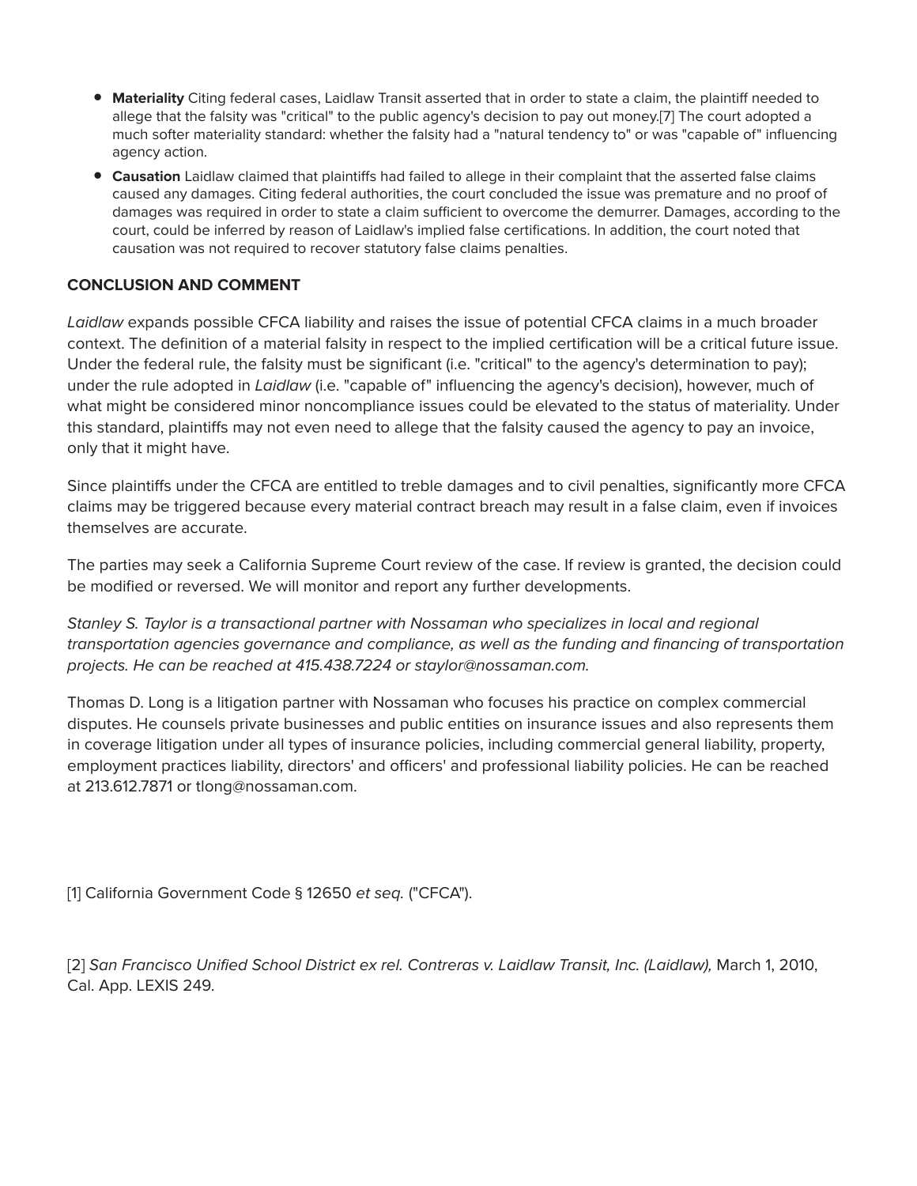- **Materiality** Citing federal cases, Laidlaw Transit asserted that in order to state a claim, the plaintiff needed to allege that the falsity was "critical" to the public agency's decision to pay out money.[7] The court adopted a much softer materiality standard: whether the falsity had a "natural tendency to" or was "capable of" influencing agency action.
- **Causation** Laidlaw claimed that plaintiffs had failed to allege in their complaint that the asserted false claims caused any damages. Citing federal authorities, the court concluded the issue was premature and no proof of damages was required in order to state a claim sufficient to overcome the demurrer. Damages, according to the court, could be inferred by reason of Laidlaw's implied false certifications. In addition, the court noted that causation was not required to recover statutory false claims penalties.

**CONCLUSION AND COMMENT**

*Laidlaw* expands possible CFCA liability and raises the issue of potential CFCA claims in a much broader context. The definition of a material falsity in respect to the implied certification will be a critical future issue. Under the federal rule, the falsity must be significant (i.e. "critical" to the agency's determination to pay); under the rule adopted in *Laidlaw* (i.e. "capable of" influencing the agency's decision), however, much of what might be considered minor noncompliance issues could be elevated to the status of materiality. Under this standard, plaintiffs may not even need to allege that the falsity caused the agency to pay an invoice, only that it might have.

Since plaintiffs under the CFCA are entitled to treble damages and to civil penalties, significantly more CFCA claims may be triggered because every material contract breach may result in a false claim, even if invoices themselves are accurate.

The parties may seek a California Supreme Court review of the case. If review is granted, the decision could be modified or reversed. We will monitor and report any further developments.

*Stanley S. Taylor is a transactional partner with Nossaman who specializes in local and regional transportation agencies governance and compliance, as well as the funding and financing of transportation projects. He can be reached at 415.438.7224 or staylor@nossaman.com.*

Thomas D. Long is a litigation partner with Nossaman who focuses his practice on complex commercial disputes. He counsels private businesses and public entities on insurance issues and also represents them in coverage litigation under all types of insurance policies, including commercial general liability, property, employment practices liability, directors' and officers' and professional liability policies. He can be reached at 213.612.7871 or tlong@nossaman.com.

[1] California Government Code § 12650 *et seq.* ("CFCA").

[2] *San Francisco Unified School District ex rel. Contreras v. Laidlaw Transit, Inc. (Laidlaw),* March 1, 2010, Cal. App. LEXIS 249.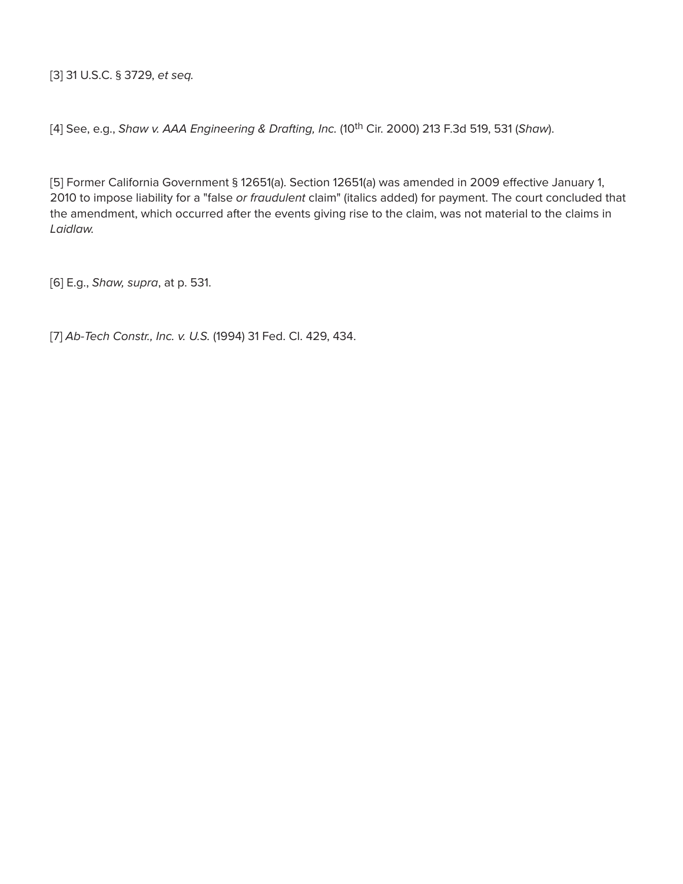[3] 31 U.S.C. § 3729, *et seq.*

[4] See, e.g., *Shaw v. AAA Engineering & Drafting, Inc.* (10th Cir. 2000) 213 F.3d 519, 531 (*Shaw*).

[5] Former California Government § 12651(a). Section 12651(a) was amended in 2009 effective January 1, 2010 to impose liability for a "false *or fraudulent* claim" (italics added) for payment. The court concluded that the amendment, which occurred after the events giving rise to the claim, was not material to the claims in *Laidlaw.*

[6] E.g., *Shaw, supra*, at p. 531.

[7] *Ab-Tech Constr., Inc. v. U.S.* (1994) 31 Fed. Cl. 429, 434.